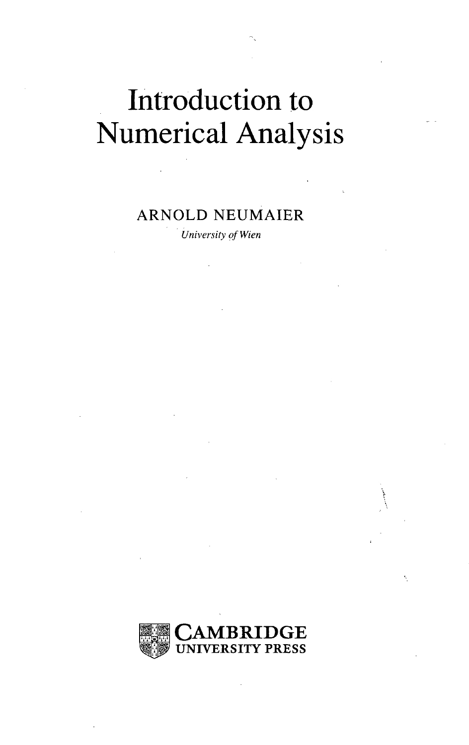# Introduction to Numerical Analysis

ARNOLD NEUMAIER

*University of Wien*

CAMBRIDGE UNIVERSITY PRESS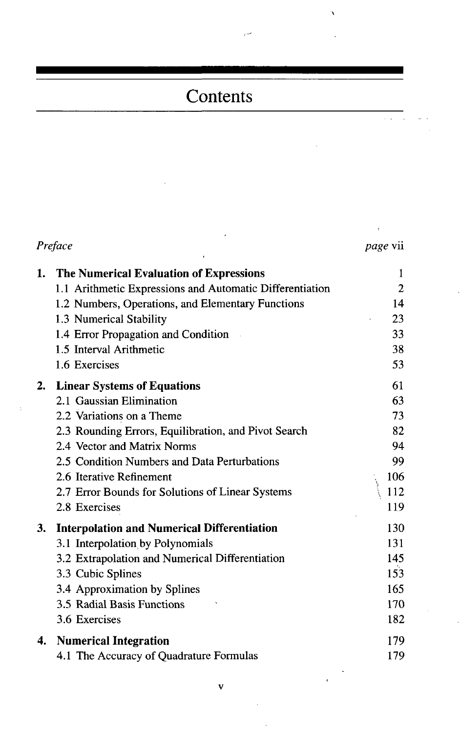# Contents

| | |
|---|---|
| *Preface* | *page* vii |
| **1. The Numerical Evaluation of Expressions** | 1 |
| 1.1 Arithmetic Expressions and Automatic Differentiation | 2 |
| 1.2 Numbers, Operations, and Elementary Functions | 14 |
| 1.3 Numerical Stability | 23 |
| 1.4 Error Propagation and Condition | 33 |
| 1.5 Interval Arithmetic | 38 |
| 1.6 Exercises | 53 |
| **2. Linear Systems of Equations** | 61 |
| 2.1 Gaussian Elimination | 63 |
| 2.2 Variations on a Theme | 73 |
| 2.3 Rounding Errors, Equilibration, and Pivot Search | 82 |
| 2.4 Vector and Matrix Norms | 94 |
| 2.5 Condition Numbers and Data Perturbations | 99 |
| 2.6 Iterative Refinement | 106 |
| 2.7 Error Bounds for Solutions of Linear Systems | 112 |
| 2.8 Exercises | 119 |
| **3. Interpolation and Numerical Differentiation** | 130 |
| 3.1 Interpolation by Polynomials | 131 |
| 3.2 Extrapolation and Numerical Differentiation | 145 |
| 3.3 Cubic Splines | 153 |
| 3.4 Approximation by Splines | 165 |
| 3.5 Radial Basis Functions | 170 |
| 3.6 Exercises | 182 |
| **4. Numerical Integration** | 179 |
| 4.1 The Accuracy of Quadrature Formulas | 179 |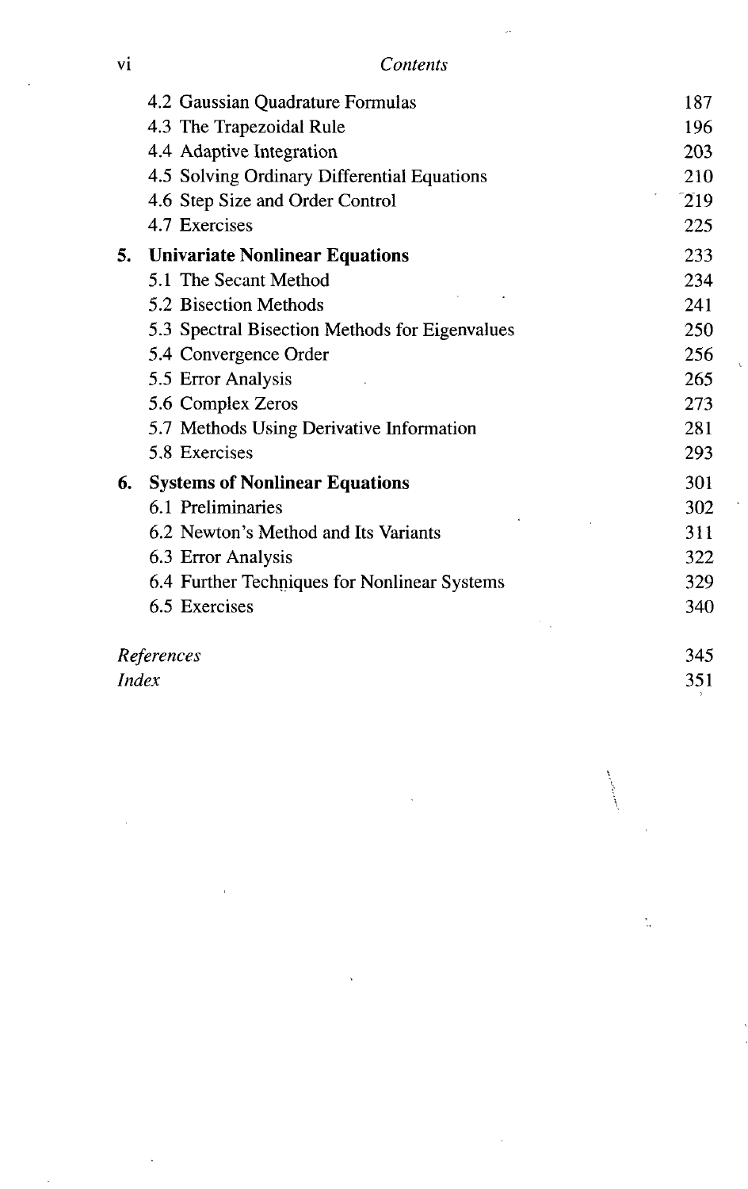| | | |
|---|---|---|
| | 4.2 Gaussian Quadrature Formulas | 187 |
| | 4.3 The Trapezoidal Rule | 196 |
| | 4.4 Adaptive Integration | 203 |
| | 4.5 Solving Ordinary Differential Equations | 210 |
| | 4.6 Step Size and Order Control | 219 |
| | 4.7 Exercises | 225 |
| **5.** | **Univariate Nonlinear Equations** | 233 |
| | 5.1 The Secant Method | 234 |
| | 5.2 Bisection Methods | 241 |
| | 5.3 Spectral Bisection Methods for Eigenvalues | 250 |
| | 5.4 Convergence Order | 256 |
| | 5.5 Error Analysis | 265 |
| | 5.6 Complex Zeros | 273 |
| | 5.7 Methods Using Derivative Information | 281 |
| | 5.8 Exercises | 293 |
| **6.** | **Systems of Nonlinear Equations** | 301 |
| | 6.1 Preliminaries | 302 |
| | 6.2 Newton's Method and Its Variants | 311 |
| | 6.3 Error Analysis | 322 |
| | 6.4 Further Techniques for Nonlinear Systems | 329 |
| | 6.5 Exercises | 340 |
| *References* | | 345 |
| *Index* | | 351 |